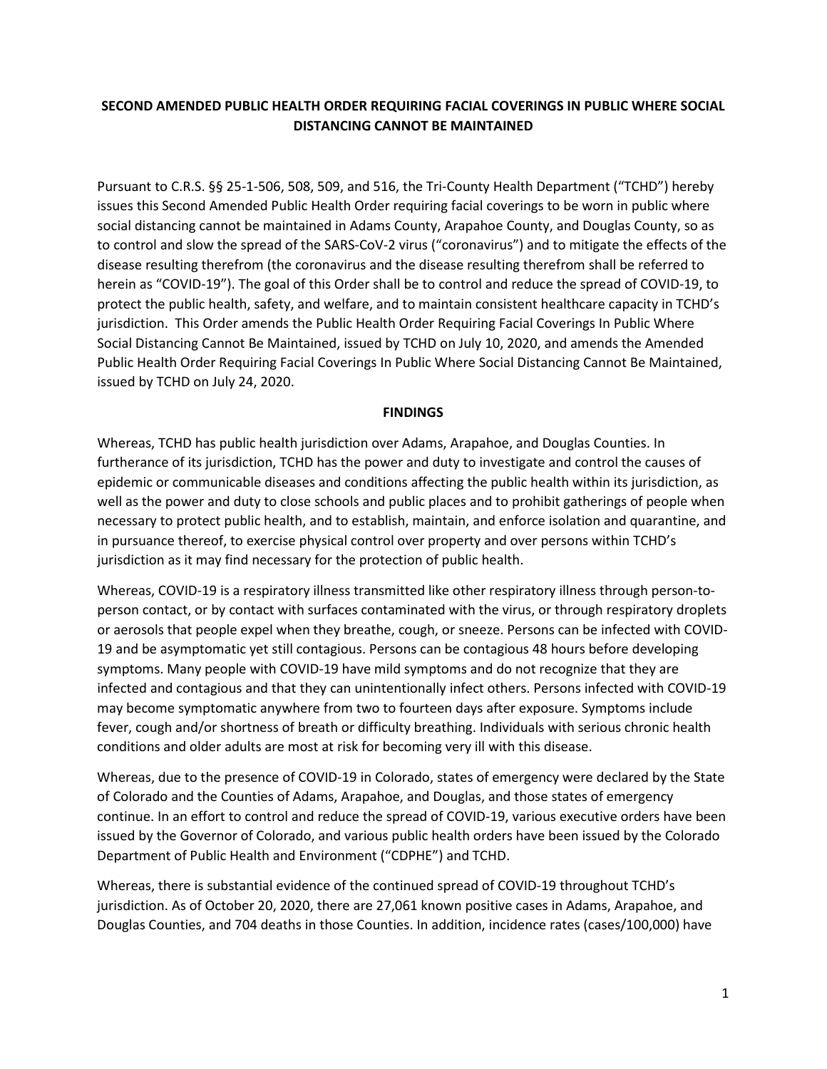**SECOND AMENDED PUBLIC HEALTH ORDER REQUIRING FACIAL COVERINGS IN PUBLIC WHERE SOCIAL DISTANCING CANNOT BE MAINTAINED**

Pursuant to C.R.S. §§ 25-1-506, 508, 509, and 516, the Tri-County Health Department ("TCHD") hereby issues this Second Amended Public Health Order requiring facial coverings to be worn in public where social distancing cannot be maintained in Adams County, Arapahoe County, and Douglas County, so as to control and slow the spread of the SARS-CoV-2 virus ("coronavirus") and to mitigate the effects of the disease resulting therefrom (the coronavirus and the disease resulting therefrom shall be referred to herein as "COVID-19"). The goal of this Order shall be to control and reduce the spread of COVID-19, to protect the public health, safety, and welfare, and to maintain consistent healthcare capacity in TCHD's jurisdiction. This Order amends the Public Health Order Requiring Facial Coverings In Public Where Social Distancing Cannot Be Maintained, issued by TCHD on July 10, 2020, and amends the Amended Public Health Order Requiring Facial Coverings In Public Where Social Distancing Cannot Be Maintained, issued by TCHD on July 24, 2020.

**FINDINGS**

Whereas, TCHD has public health jurisdiction over Adams, Arapahoe, and Douglas Counties. In furtherance of its jurisdiction, TCHD has the power and duty to investigate and control the causes of epidemic or communicable diseases and conditions affecting the public health within its jurisdiction, as well as the power and duty to close schools and public places and to prohibit gatherings of people when necessary to protect public health, and to establish, maintain, and enforce isolation and quarantine, and in pursuance thereof, to exercise physical control over property and over persons within TCHD's jurisdiction as it may find necessary for the protection of public health.

Whereas, COVID-19 is a respiratory illness transmitted like other respiratory illness through person-to-person contact, or by contact with surfaces contaminated with the virus, or through respiratory droplets or aerosols that people expel when they breathe, cough, or sneeze. Persons can be infected with COVID-19 and be asymptomatic yet still contagious. Persons can be contagious 48 hours before developing symptoms. Many people with COVID-19 have mild symptoms and do not recognize that they are infected and contagious and that they can unintentionally infect others. Persons infected with COVID-19 may become symptomatic anywhere from two to fourteen days after exposure. Symptoms include fever, cough and/or shortness of breath or difficulty breathing. Individuals with serious chronic health conditions and older adults are most at risk for becoming very ill with this disease.

Whereas, due to the presence of COVID-19 in Colorado, states of emergency were declared by the State of Colorado and the Counties of Adams, Arapahoe, and Douglas, and those states of emergency continue. In an effort to control and reduce the spread of COVID-19, various executive orders have been issued by the Governor of Colorado, and various public health orders have been issued by the Colorado Department of Public Health and Environment ("CDPHE") and TCHD.

Whereas, there is substantial evidence of the continued spread of COVID-19 throughout TCHD's jurisdiction. As of October 20, 2020, there are 27,061 known positive cases in Adams, Arapahoe, and Douglas Counties, and 704 deaths in those Counties. In addition, incidence rates (cases/100,000) have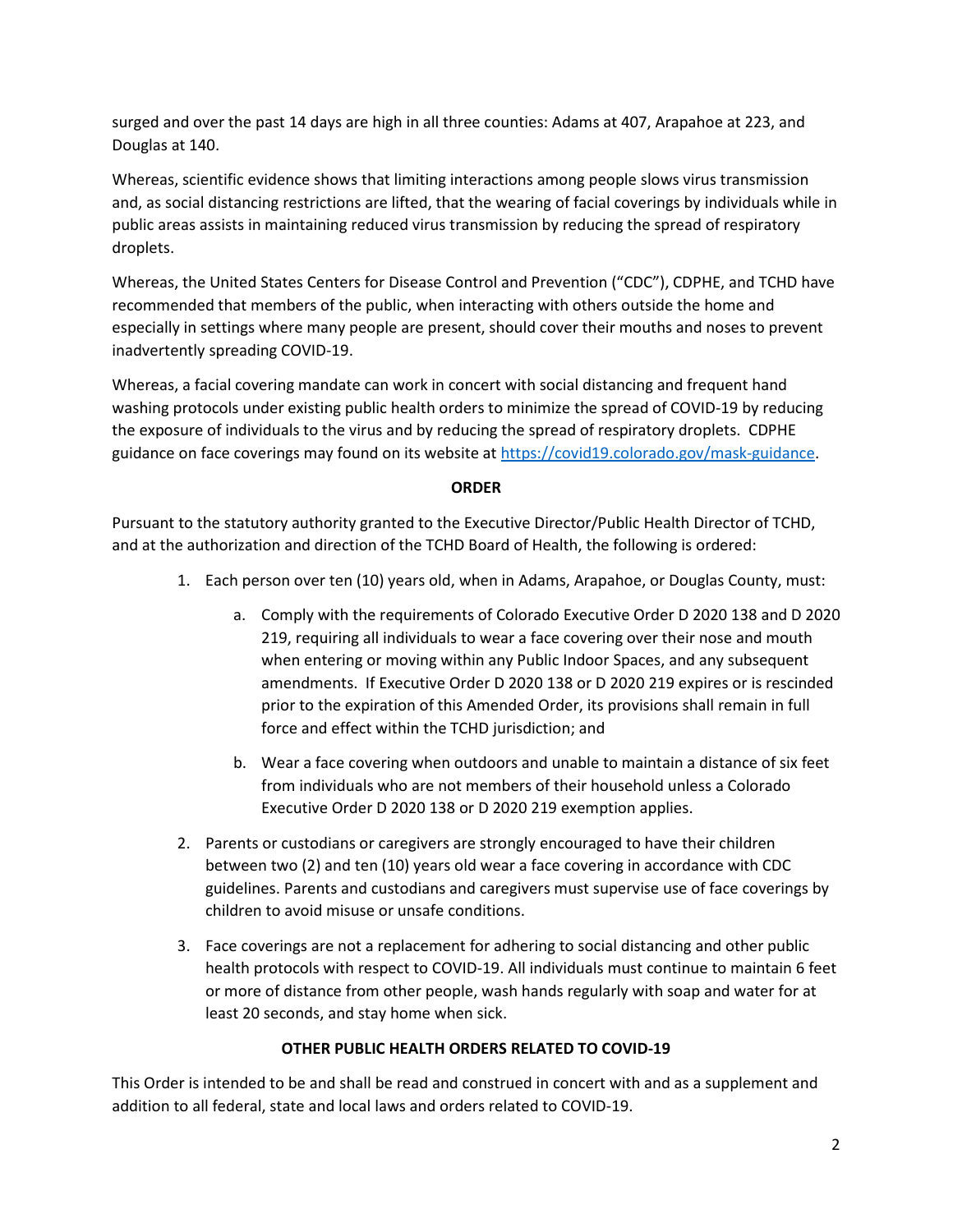surged and over the past 14 days are high in all three counties: Adams at 407, Arapahoe at 223, and Douglas at 140.

Whereas, scientific evidence shows that limiting interactions among people slows virus transmission and, as social distancing restrictions are lifted, that the wearing of facial coverings by individuals while in public areas assists in maintaining reduced virus transmission by reducing the spread of respiratory droplets.

Whereas, the United States Centers for Disease Control and Prevention ("CDC"), CDPHE, and TCHD have recommended that members of the public, when interacting with others outside the home and especially in settings where many people are present, should cover their mouths and noses to prevent inadvertently spreading COVID-19.

Whereas, a facial covering mandate can work in concert with social distancing and frequent hand washing protocols under existing public health orders to minimize the spread of COVID-19 by reducing the exposure of individuals to the virus and by reducing the spread of respiratory droplets. CDPHE guidance on face coverings may found on its website at https://covid19.colorado.gov/mask-guidance.

**ORDER**

Pursuant to the statutory authority granted to the Executive Director/Public Health Director of TCHD, and at the authorization and direction of the TCHD Board of Health, the following is ordered:

1. Each person over ten (10) years old, when in Adams, Arapahoe, or Douglas County, must:
   a. Comply with the requirements of Colorado Executive Order D 2020 138 and D 2020 219, requiring all individuals to wear a face covering over their nose and mouth when entering or moving within any Public Indoor Spaces, and any subsequent amendments. If Executive Order D 2020 138 or D 2020 219 expires or is rescinded prior to the expiration of this Amended Order, its provisions shall remain in full force and effect within the TCHD jurisdiction; and
   b. Wear a face covering when outdoors and unable to maintain a distance of six feet from individuals who are not members of their household unless a Colorado Executive Order D 2020 138 or D 2020 219 exemption applies.
2. Parents or custodians or caregivers are strongly encouraged to have their children between two (2) and ten (10) years old wear a face covering in accordance with CDC guidelines. Parents and custodians and caregivers must supervise use of face coverings by children to avoid misuse or unsafe conditions.
3. Face coverings are not a replacement for adhering to social distancing and other public health protocols with respect to COVID-19. All individuals must continue to maintain 6 feet or more of distance from other people, wash hands regularly with soap and water for at least 20 seconds, and stay home when sick.

**OTHER PUBLIC HEALTH ORDERS RELATED TO COVID-19**

This Order is intended to be and shall be read and construed in concert with and as a supplement and addition to all federal, state and local laws and orders related to COVID-19.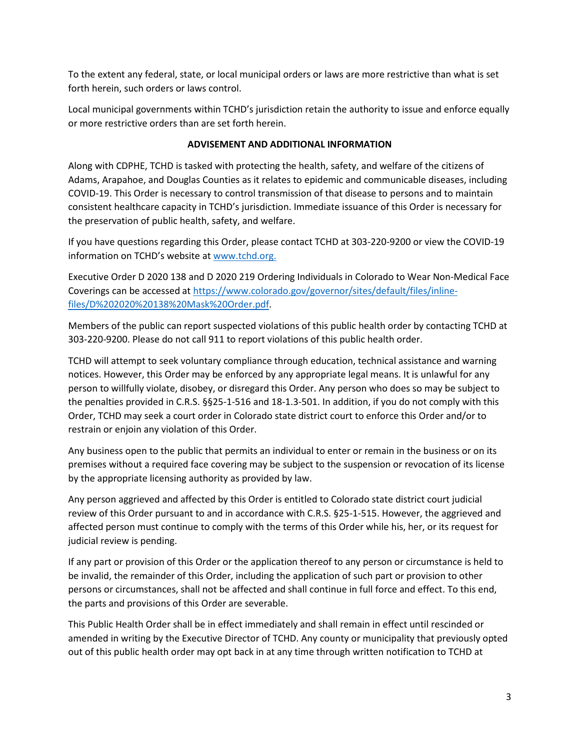To the extent any federal, state, or local municipal orders or laws are more restrictive than what is set forth herein, such orders or laws control.

Local municipal governments within TCHD's jurisdiction retain the authority to issue and enforce equally or more restrictive orders than are set forth herein.

**ADVISEMENT AND ADDITIONAL INFORMATION**

Along with CDPHE, TCHD is tasked with protecting the health, safety, and welfare of the citizens of Adams, Arapahoe, and Douglas Counties as it relates to epidemic and communicable diseases, including COVID-19. This Order is necessary to control transmission of that disease to persons and to maintain consistent healthcare capacity in TCHD's jurisdiction. Immediate issuance of this Order is necessary for the preservation of public health, safety, and welfare.

If you have questions regarding this Order, please contact TCHD at 303-220-9200 or view the COVID-19 information on TCHD's website at [www.tchd.org.](http://www.tchd.org)

Executive Order D 2020 138 and D 2020 219 Ordering Individuals in Colorado to Wear Non-Medical Face Coverings can be accessed at [https://www.colorado.gov/governor/sites/default/files/inline-files/D%202020%20138%20Mask%20Order.pdf](https://www.colorado.gov/governor/sites/default/files/inline-files/D%202020%20138%20Mask%20Order.pdf).

Members of the public can report suspected violations of this public health order by contacting TCHD at 303-220-9200. Please do not call 911 to report violations of this public health order.

TCHD will attempt to seek voluntary compliance through education, technical assistance and warning notices. However, this Order may be enforced by any appropriate legal means. It is unlawful for any person to willfully violate, disobey, or disregard this Order. Any person who does so may be subject to the penalties provided in C.R.S. §§25-1-516 and 18-1.3-501. In addition, if you do not comply with this Order, TCHD may seek a court order in Colorado state district court to enforce this Order and/or to restrain or enjoin any violation of this Order.

Any business open to the public that permits an individual to enter or remain in the business or on its premises without a required face covering may be subject to the suspension or revocation of its license by the appropriate licensing authority as provided by law.

Any person aggrieved and affected by this Order is entitled to Colorado state district court judicial review of this Order pursuant to and in accordance with C.R.S. §25-1-515. However, the aggrieved and affected person must continue to comply with the terms of this Order while his, her, or its request for judicial review is pending.

If any part or provision of this Order or the application thereof to any person or circumstance is held to be invalid, the remainder of this Order, including the application of such part or provision to other persons or circumstances, shall not be affected and shall continue in full force and effect. To this end, the parts and provisions of this Order are severable.

This Public Health Order shall be in effect immediately and shall remain in effect until rescinded or amended in writing by the Executive Director of TCHD. Any county or municipality that previously opted out of this public health order may opt back in at any time through written notification to TCHD at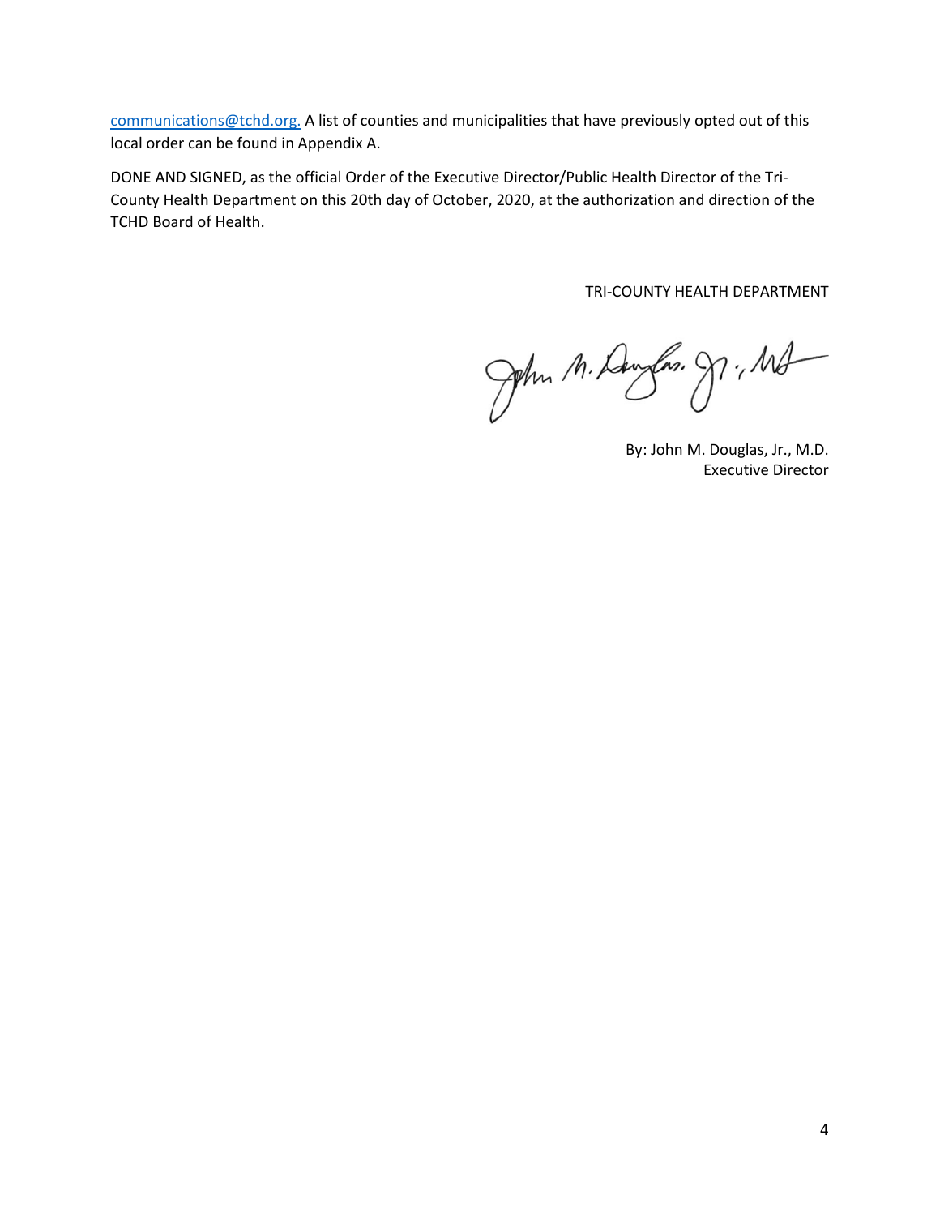communications@tchd.org. A list of counties and municipalities that have previously opted out of this local order can be found in Appendix A.

DONE AND SIGNED, as the official Order of the Executive Director/Public Health Director of the Tri-County Health Department on this 20th day of October, 2020, at the authorization and direction of the TCHD Board of Health.

TRI-COUNTY HEALTH DEPARTMENT

By: John M. Douglas, Jr., M.D.
Executive Director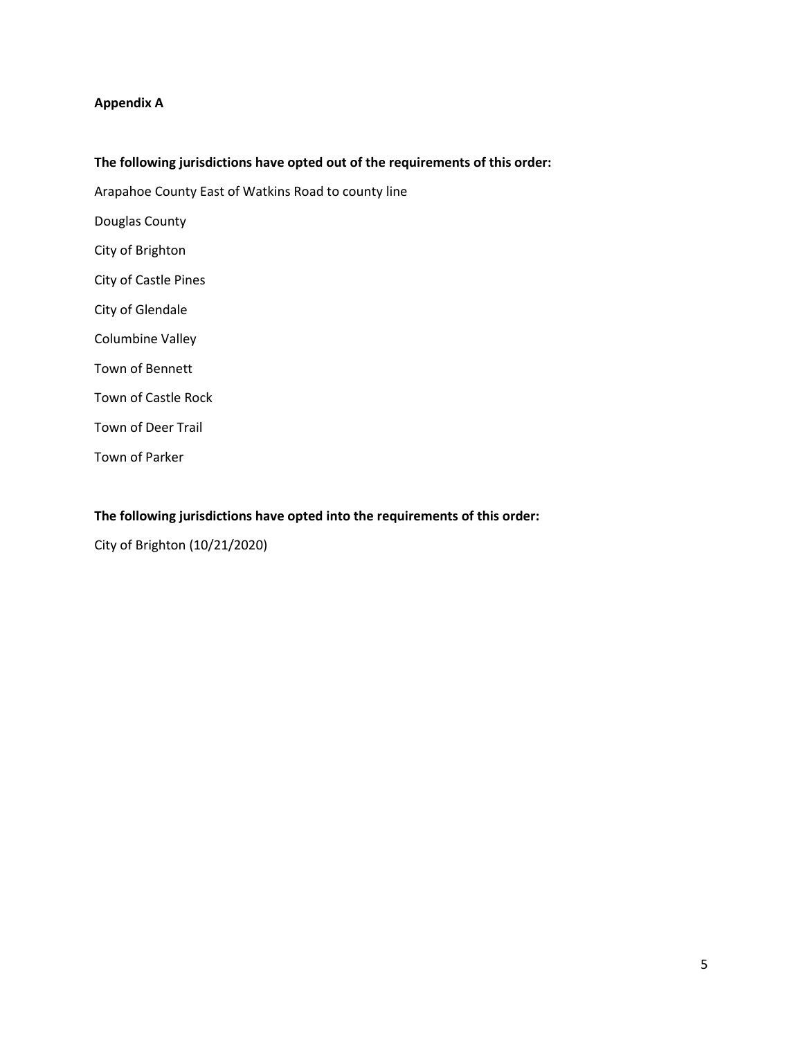**Appendix A**

**The following jurisdictions have opted out of the requirements of this order:**

Arapahoe County East of Watkins Road to county line

Douglas County

City of Brighton

City of Castle Pines

City of Glendale

Columbine Valley

Town of Bennett

Town of Castle Rock

Town of Deer Trail

Town of Parker

**The following jurisdictions have opted into the requirements of this order:**

City of Brighton (10/21/2020)